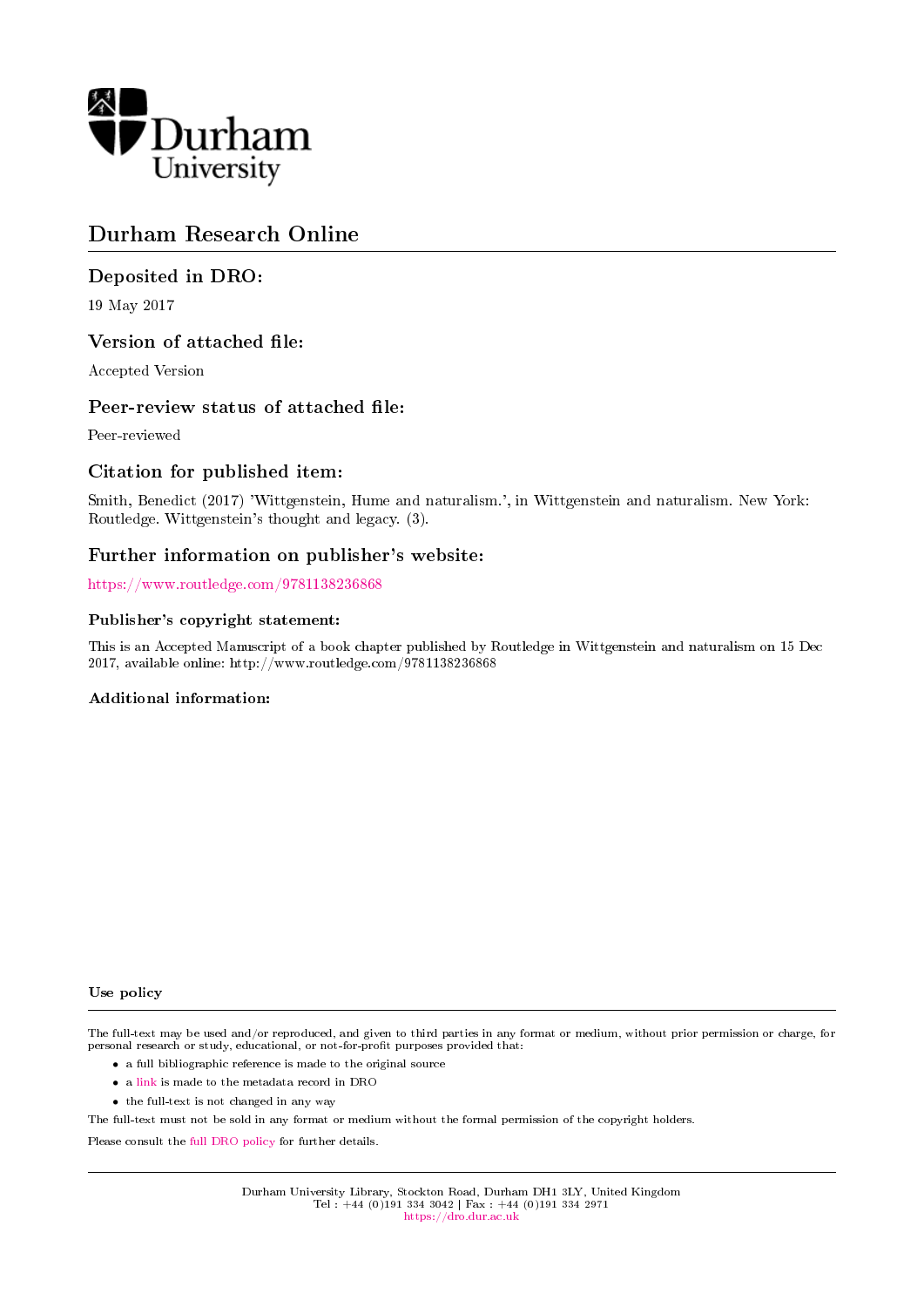Durham University

# Durham Research Online

## Deposited in DRO:

19 May 2017

## Version of attached file:

Accepted Version

## Peer-review status of attached file:

Peer-reviewed

## Citation for published item:

Smith, Benedict (2017) 'Wittgenstein, Hume and naturalism.', in Wittgenstein and naturalism. New York: Routledge. Wittgenstein's thought and legacy. (3).

## Further information on publisher's website:

https://www.routledge.com/9781138236868

### Publisher's copyright statement:

This is an Accepted Manuscript of a book chapter published by Routledge in Wittgenstein and naturalism on 15 Dec 2017, available online: http://www.routledge.com/9781138236868

### Additional information:

### Use policy

The full-text may be used and/or reproduced, and given to third parties in any format or medium, without prior permission or charge, for personal research or study, educational, or not-for-profit purposes provided that:

- a full bibliographic reference is made to the original source
- a link is made to the metadata record in DRO
- the full-text is not changed in any way

The full-text must not be sold in any format or medium without the formal permission of the copyright holders.

Please consult the full DRO policy for further details.

Durham University Library, Stockton Road, Durham DH1 3LY, United Kingdom
Tel : +44 (0)191 334 3042 | Fax : +44 (0)191 334 2971
https://dro.dur.ac.uk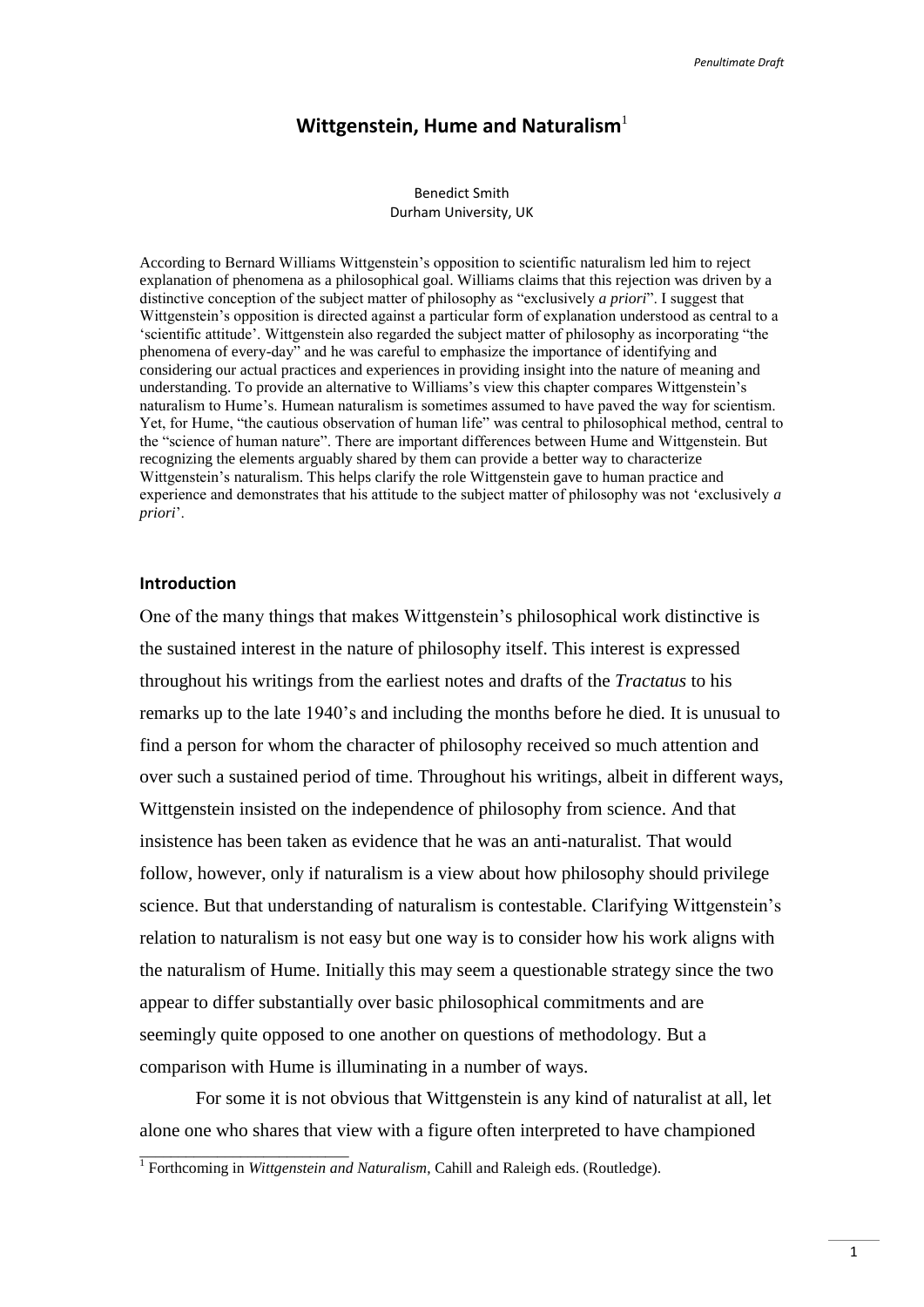# Wittgenstein, Hume and Naturalism[1]

Benedict Smith
Durham University, UK

According to Bernard Williams Wittgenstein's opposition to scientific naturalism led him to reject explanation of phenomena as a philosophical goal. Williams claims that this rejection was driven by a distinctive conception of the subject matter of philosophy as "exclusively *a priori*". I suggest that Wittgenstein's opposition is directed against a particular form of explanation understood as central to a 'scientific attitude'. Wittgenstein also regarded the subject matter of philosophy as incorporating "the phenomena of every-day" and he was careful to emphasize the importance of identifying and considering our actual practices and experiences in providing insight into the nature of meaning and understanding. To provide an alternative to Williams's view this chapter compares Wittgenstein's naturalism to Hume's. Humean naturalism is sometimes assumed to have paved the way for scientism. Yet, for Hume, "the cautious observation of human life" was central to philosophical method, central to the "science of human nature". There are important differences between Hume and Wittgenstein. But recognizing the elements arguably shared by them can provide a better way to characterize Wittgenstein's naturalism. This helps clarify the role Wittgenstein gave to human practice and experience and demonstrates that his attitude to the subject matter of philosophy was not 'exclusively *a priori*'.

## Introduction

One of the many things that makes Wittgenstein's philosophical work distinctive is the sustained interest in the nature of philosophy itself. This interest is expressed throughout his writings from the earliest notes and drafts of the *Tractatus* to his remarks up to the late 1940's and including the months before he died. It is unusual to find a person for whom the character of philosophy received so much attention and over such a sustained period of time. Throughout his writings, albeit in different ways, Wittgenstein insisted on the independence of philosophy from science. And that insistence has been taken as evidence that he was an anti-naturalist. That would follow, however, only if naturalism is a view about how philosophy should privilege science. But that understanding of naturalism is contestable. Clarifying Wittgenstein's relation to naturalism is not easy but one way is to consider how his work aligns with the naturalism of Hume. Initially this may seem a questionable strategy since the two appear to differ substantially over basic philosophical commitments and are seemingly quite opposed to one another on questions of methodology. But a comparison with Hume is illuminating in a number of ways.

For some it is not obvious that Wittgenstein is any kind of naturalist at all, let alone one who shares that view with a figure often interpreted to have championed

[1] Forthcoming in *Wittgenstein and Naturalism*, Cahill and Raleigh eds. (Routledge).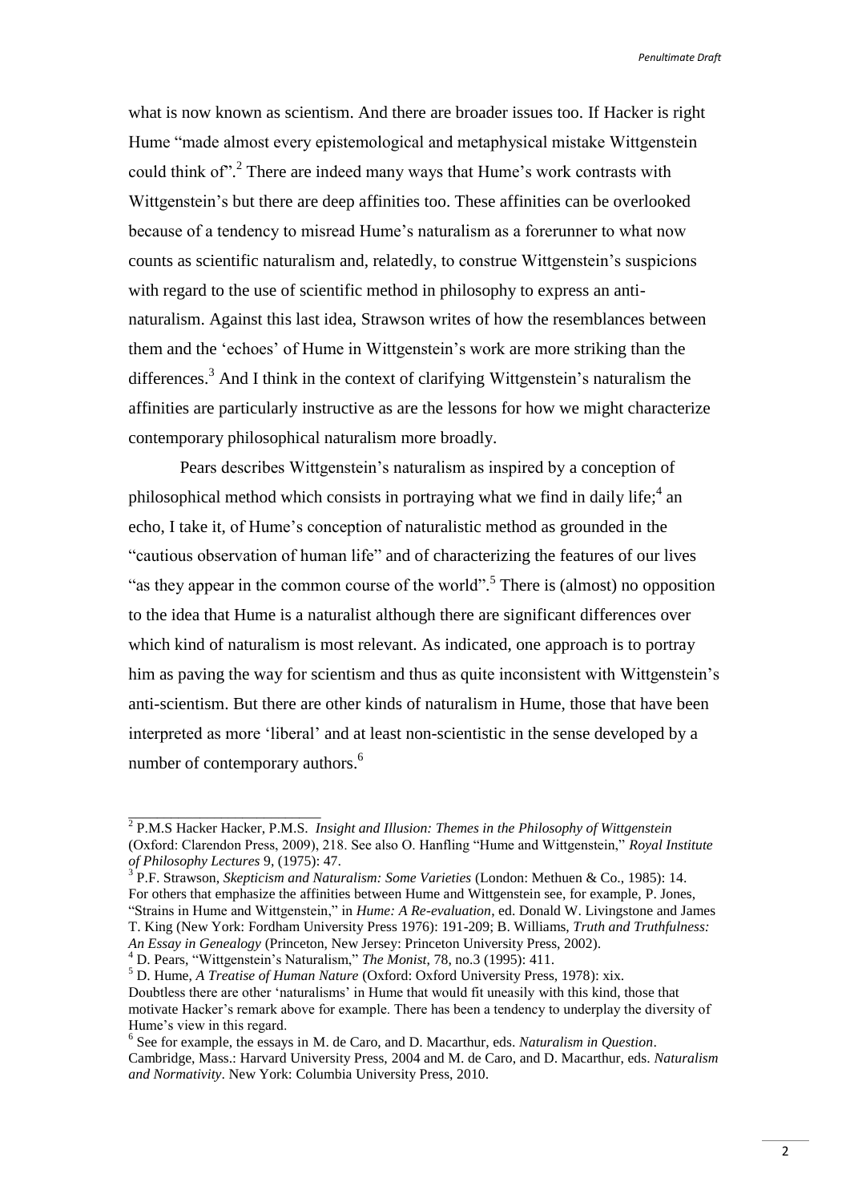what is now known as scientism. And there are broader issues too. If Hacker is right Hume "made almost every epistemological and metaphysical mistake Wittgenstein could think of".[2] There are indeed many ways that Hume's work contrasts with Wittgenstein's but there are deep affinities too. These affinities can be overlooked because of a tendency to misread Hume's naturalism as a forerunner to what now counts as scientific naturalism and, relatedly, to construe Wittgenstein's suspicions with regard to the use of scientific method in philosophy to express an anti-naturalism. Against this last idea, Strawson writes of how the resemblances between them and the 'echoes' of Hume in Wittgenstein's work are more striking than the differences.[3] And I think in the context of clarifying Wittgenstein's naturalism the affinities are particularly instructive as are the lessons for how we might characterize contemporary philosophical naturalism more broadly.

Pears describes Wittgenstein's naturalism as inspired by a conception of philosophical method which consists in portraying what we find in daily life;[4] an echo, I take it, of Hume's conception of naturalistic method as grounded in the "cautious observation of human life" and of characterizing the features of our lives "as they appear in the common course of the world".[5] There is (almost) no opposition to the idea that Hume is a naturalist although there are significant differences over which kind of naturalism is most relevant. As indicated, one approach is to portray him as paving the way for scientism and thus as quite inconsistent with Wittgenstein's anti-scientism. But there are other kinds of naturalism in Hume, those that have been interpreted as more 'liberal' and at least non-scientistic in the sense developed by a number of contemporary authors.[6]

---

[2] P.M.S Hacker Hacker, P.M.S. *Insight and Illusion: Themes in the Philosophy of Wittgenstein* (Oxford: Clarendon Press, 2009), 218. See also O. Hanfling "Hume and Wittgenstein," *Royal Institute of Philosophy Lectures* 9, (1975): 47.

[3] P.F. Strawson, *Skepticism and Naturalism: Some Varieties* (London: Methuen & Co., 1985): 14. For others that emphasize the affinities between Hume and Wittgenstein see, for example, P. Jones, "Strains in Hume and Wittgenstein," in *Hume: A Re-evaluation*, ed. Donald W. Livingstone and James T. King (New York: Fordham University Press 1976): 191-209; B. Williams, *Truth and Truthfulness: An Essay in Genealogy* (Princeton, New Jersey: Princeton University Press, 2002).

[4] D. Pears, "Wittgenstein's Naturalism," *The Monist,* 78, no.3 (1995): 411.

[5] D. Hume, *A Treatise of Human Nature* (Oxford: Oxford University Press, 1978): xix. Doubtless there are other 'naturalisms' in Hume that would fit uneasily with this kind, those that motivate Hacker's remark above for example. There has been a tendency to underplay the diversity of Hume's view in this regard.

[6] See for example, the essays in M. de Caro, and D. Macarthur, eds. *Naturalism in Question*. Cambridge, Mass.: Harvard University Press, 2004 and M. de Caro, and D. Macarthur, eds. *Naturalism and Normativity*. New York: Columbia University Press, 2010.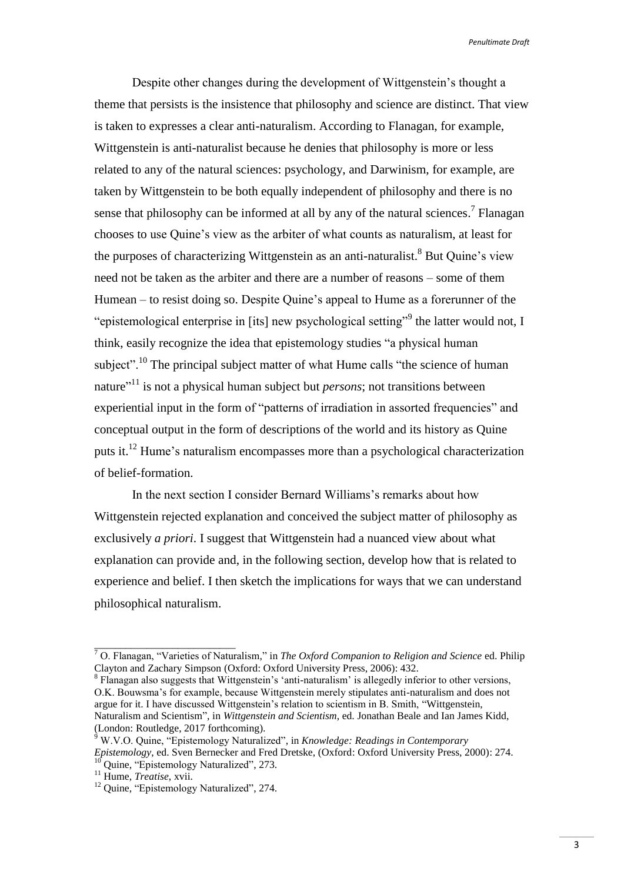Despite other changes during the development of Wittgenstein's thought a theme that persists is the insistence that philosophy and science are distinct. That view is taken to expresses a clear anti-naturalism. According to Flanagan, for example, Wittgenstein is anti-naturalist because he denies that philosophy is more or less related to any of the natural sciences: psychology, and Darwinism, for example, are taken by Wittgenstein to be both equally independent of philosophy and there is no sense that philosophy can be informed at all by any of the natural sciences.[7] Flanagan chooses to use Quine's view as the arbiter of what counts as naturalism, at least for the purposes of characterizing Wittgenstein as an anti-naturalist.[8] But Quine's view need not be taken as the arbiter and there are a number of reasons – some of them Humean – to resist doing so. Despite Quine's appeal to Hume as a forerunner of the "epistemological enterprise in [its] new psychological setting"[9] the latter would not, I think, easily recognize the idea that epistemology studies "a physical human subject".[10] The principal subject matter of what Hume calls "the science of human nature"[11] is not a physical human subject but *persons*; not transitions between experiential input in the form of "patterns of irradiation in assorted frequencies" and conceptual output in the form of descriptions of the world and its history as Quine puts it.[12] Hume's naturalism encompasses more than a psychological characterization of belief-formation.

In the next section I consider Bernard Williams's remarks about how Wittgenstein rejected explanation and conceived the subject matter of philosophy as exclusively *a priori*. I suggest that Wittgenstein had a nuanced view about what explanation can provide and, in the following section, develop how that is related to experience and belief. I then sketch the implications for ways that we can understand philosophical naturalism.

---

[7] O. Flanagan, "Varieties of Naturalism," in *The Oxford Companion to Religion and Science* ed. Philip Clayton and Zachary Simpson (Oxford: Oxford University Press, 2006): 432.

[8] Flanagan also suggests that Wittgenstein's 'anti-naturalism' is allegedly inferior to other versions, O.K. Bouwsma's for example, because Wittgenstein merely stipulates anti-naturalism and does not argue for it. I have discussed Wittgenstein's relation to scientism in B. Smith, "Wittgenstein, Naturalism and Scientism", in *Wittgenstein and Scientism*, ed. Jonathan Beale and Ian James Kidd, (London: Routledge, 2017 forthcoming).

[9] W.V.O. Quine, "Epistemology Naturalized", in *Knowledge: Readings in Contemporary Epistemology*, ed. Sven Bernecker and Fred Dretske, (Oxford: Oxford University Press, 2000): 274.

[10] Quine, "Epistemology Naturalized", 273.

[11] Hume, *Treatise*, xvii.

[12] Quine, "Epistemology Naturalized", 274.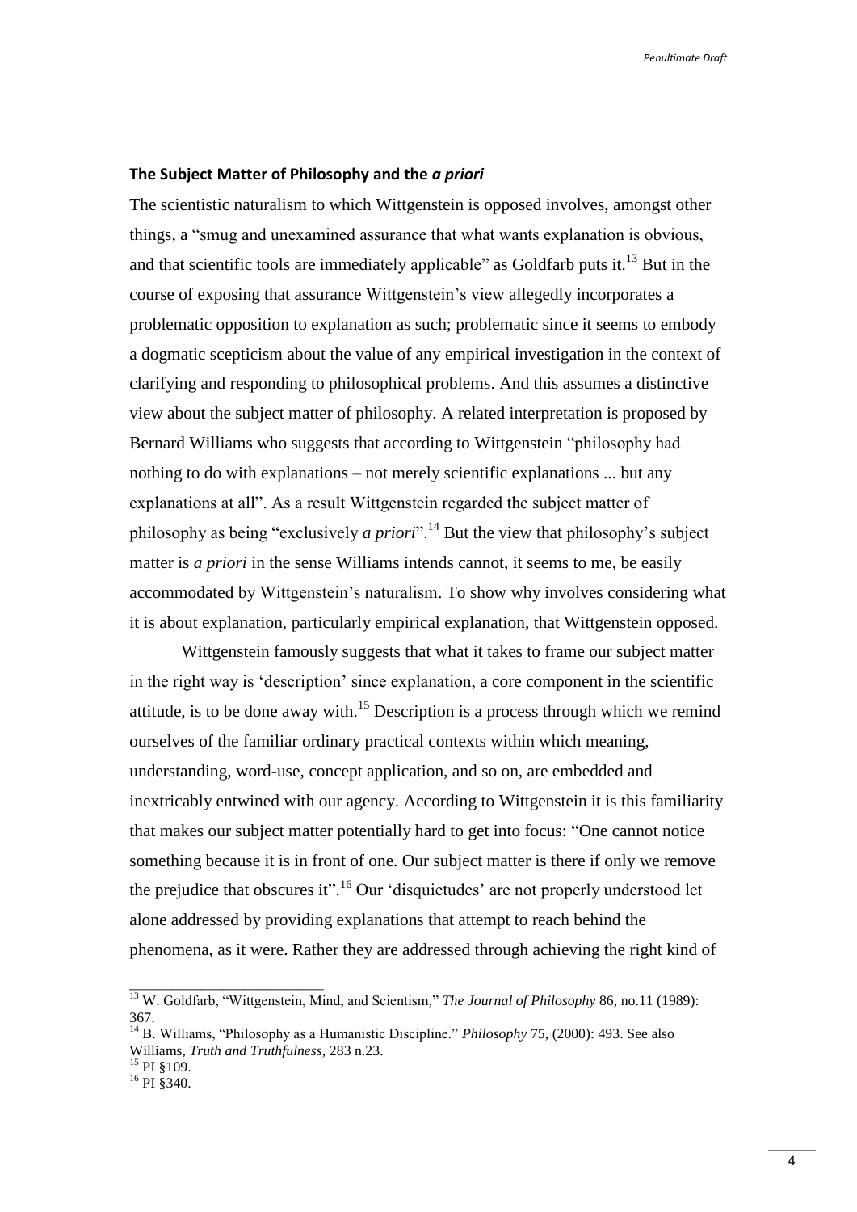## **The Subject Matter of Philosophy and the *a priori***

The scientistic naturalism to which Wittgenstein is opposed involves, amongst other things, a "smug and unexamined assurance that what wants explanation is obvious, and that scientific tools are immediately applicable" as Goldfarb puts it.[13] But in the course of exposing that assurance Wittgenstein's view allegedly incorporates a problematic opposition to explanation as such; problematic since it seems to embody a dogmatic scepticism about the value of any empirical investigation in the context of clarifying and responding to philosophical problems. And this assumes a distinctive view about the subject matter of philosophy. A related interpretation is proposed by Bernard Williams who suggests that according to Wittgenstein "philosophy had nothing to do with explanations – not merely scientific explanations ... but any explanations at all". As a result Wittgenstein regarded the subject matter of philosophy as being "exclusively *a priori*".[14] But the view that philosophy's subject matter is *a priori* in the sense Williams intends cannot, it seems to me, be easily accommodated by Wittgenstein's naturalism. To show why involves considering what it is about explanation, particularly empirical explanation, that Wittgenstein opposed.

Wittgenstein famously suggests that what it takes to frame our subject matter in the right way is 'description' since explanation, a core component in the scientific attitude, is to be done away with.[15] Description is a process through which we remind ourselves of the familiar ordinary practical contexts within which meaning, understanding, word-use, concept application, and so on, are embedded and inextricably entwined with our agency. According to Wittgenstein it is this familiarity that makes our subject matter potentially hard to get into focus: "One cannot notice something because it is in front of one. Our subject matter is there if only we remove the prejudice that obscures it".[16] Our 'disquietudes' are not properly understood let alone addressed by providing explanations that attempt to reach behind the phenomena, as it were. Rather they are addressed through achieving the right kind of

---

[13] W. Goldfarb, "Wittgenstein, Mind, and Scientism," *The Journal of Philosophy* 86, no.11 (1989): 367.

[14] B. Williams, "Philosophy as a Humanistic Discipline." *Philosophy* 75, (2000): 493. See also Williams, *Truth and Truthfulness*, 283 n.23.

[15] PI §109.

[16] PI §340.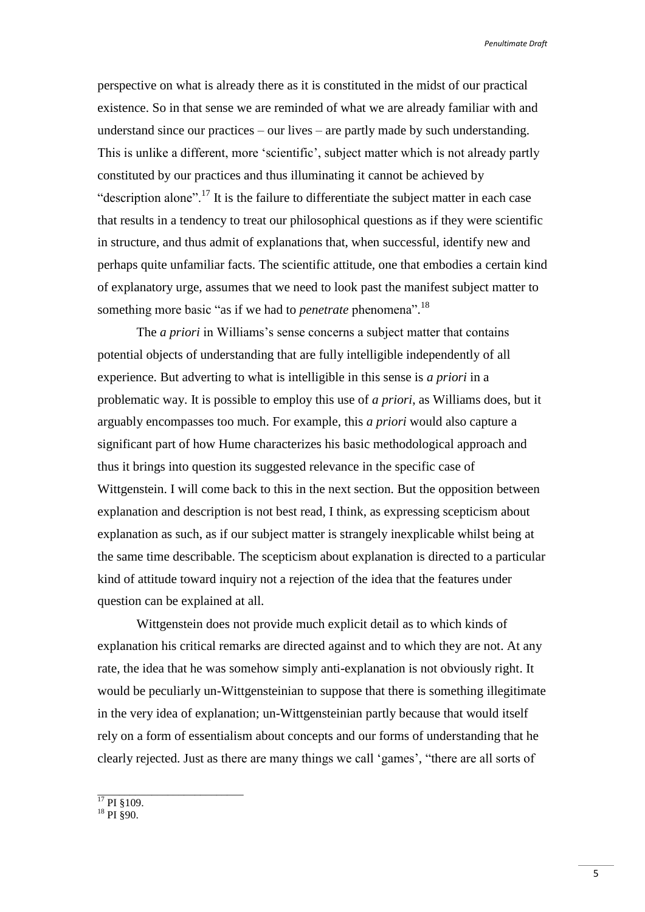perspective on what is already there as it is constituted in the midst of our practical existence. So in that sense we are reminded of what we are already familiar with and understand since our practices – our lives – are partly made by such understanding. This is unlike a different, more 'scientific', subject matter which is not already partly constituted by our practices and thus illuminating it cannot be achieved by "description alone".[17] It is the failure to differentiate the subject matter in each case that results in a tendency to treat our philosophical questions as if they were scientific in structure, and thus admit of explanations that, when successful, identify new and perhaps quite unfamiliar facts. The scientific attitude, one that embodies a certain kind of explanatory urge, assumes that we need to look past the manifest subject matter to something more basic "as if we had to *penetrate* phenomena".[18]

The *a priori* in Williams's sense concerns a subject matter that contains potential objects of understanding that are fully intelligible independently of all experience. But adverting to what is intelligible in this sense is *a priori* in a problematic way. It is possible to employ this use of *a priori*, as Williams does, but it arguably encompasses too much. For example, this *a priori* would also capture a significant part of how Hume characterizes his basic methodological approach and thus it brings into question its suggested relevance in the specific case of Wittgenstein. I will come back to this in the next section. But the opposition between explanation and description is not best read, I think, as expressing scepticism about explanation as such, as if our subject matter is strangely inexplicable whilst being at the same time describable. The scepticism about explanation is directed to a particular kind of attitude toward inquiry not a rejection of the idea that the features under question can be explained at all.

Wittgenstein does not provide much explicit detail as to which kinds of explanation his critical remarks are directed against and to which they are not. At any rate, the idea that he was somehow simply anti-explanation is not obviously right. It would be peculiarly un-Wittgensteinian to suppose that there is something illegitimate in the very idea of explanation; un-Wittgensteinian partly because that would itself rely on a form of essentialism about concepts and our forms of understanding that he clearly rejected. Just as there are many things we call 'games', "there are all sorts of

[17] PI §109.

[18] PI §90.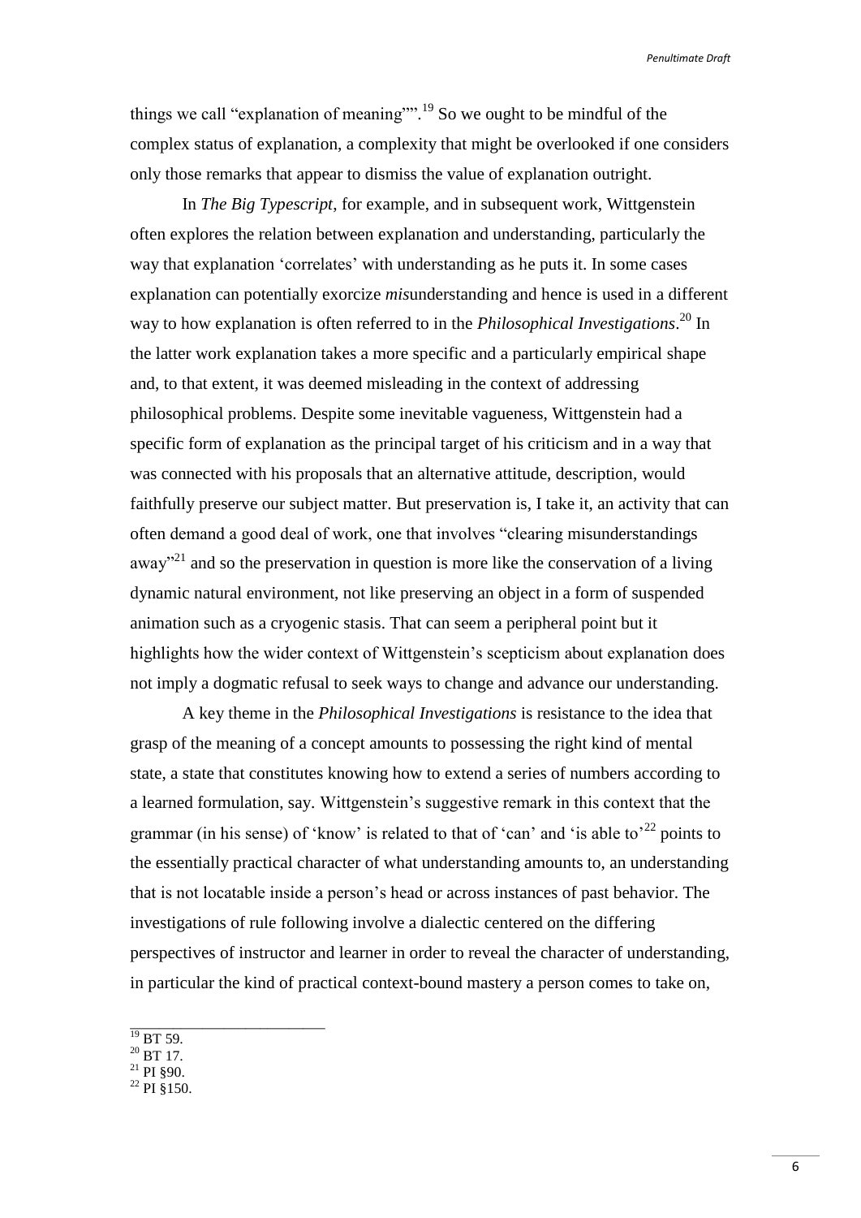things we call "explanation of meaning"".[19] So we ought to be mindful of the complex status of explanation, a complexity that might be overlooked if one considers only those remarks that appear to dismiss the value of explanation outright.

In *The Big Typescript*, for example, and in subsequent work, Wittgenstein often explores the relation between explanation and understanding, particularly the way that explanation 'correlates' with understanding as he puts it. In some cases explanation can potentially exorcize *mis*understanding and hence is used in a different way to how explanation is often referred to in the *Philosophical Investigations*.[20] In the latter work explanation takes a more specific and a particularly empirical shape and, to that extent, it was deemed misleading in the context of addressing philosophical problems. Despite some inevitable vagueness, Wittgenstein had a specific form of explanation as the principal target of his criticism and in a way that was connected with his proposals that an alternative attitude, description, would faithfully preserve our subject matter. But preservation is, I take it, an activity that can often demand a good deal of work, one that involves "clearing misunderstandings away"[21] and so the preservation in question is more like the conservation of a living dynamic natural environment, not like preserving an object in a form of suspended animation such as a cryogenic stasis. That can seem a peripheral point but it highlights how the wider context of Wittgenstein's scepticism about explanation does not imply a dogmatic refusal to seek ways to change and advance our understanding.

A key theme in the *Philosophical Investigations* is resistance to the idea that grasp of the meaning of a concept amounts to possessing the right kind of mental state, a state that constitutes knowing how to extend a series of numbers according to a learned formulation, say. Wittgenstein's suggestive remark in this context that the grammar (in his sense) of 'know' is related to that of 'can' and 'is able to'[22] points to the essentially practical character of what understanding amounts to, an understanding that is not locatable inside a person's head or across instances of past behavior. The investigations of rule following involve a dialectic centered on the differing perspectives of instructor and learner in order to reveal the character of understanding, in particular the kind of practical context-bound mastery a person comes to take on,

---

[19] BT 59.
[20] BT 17.
[21] PI §90.
[22] PI §150.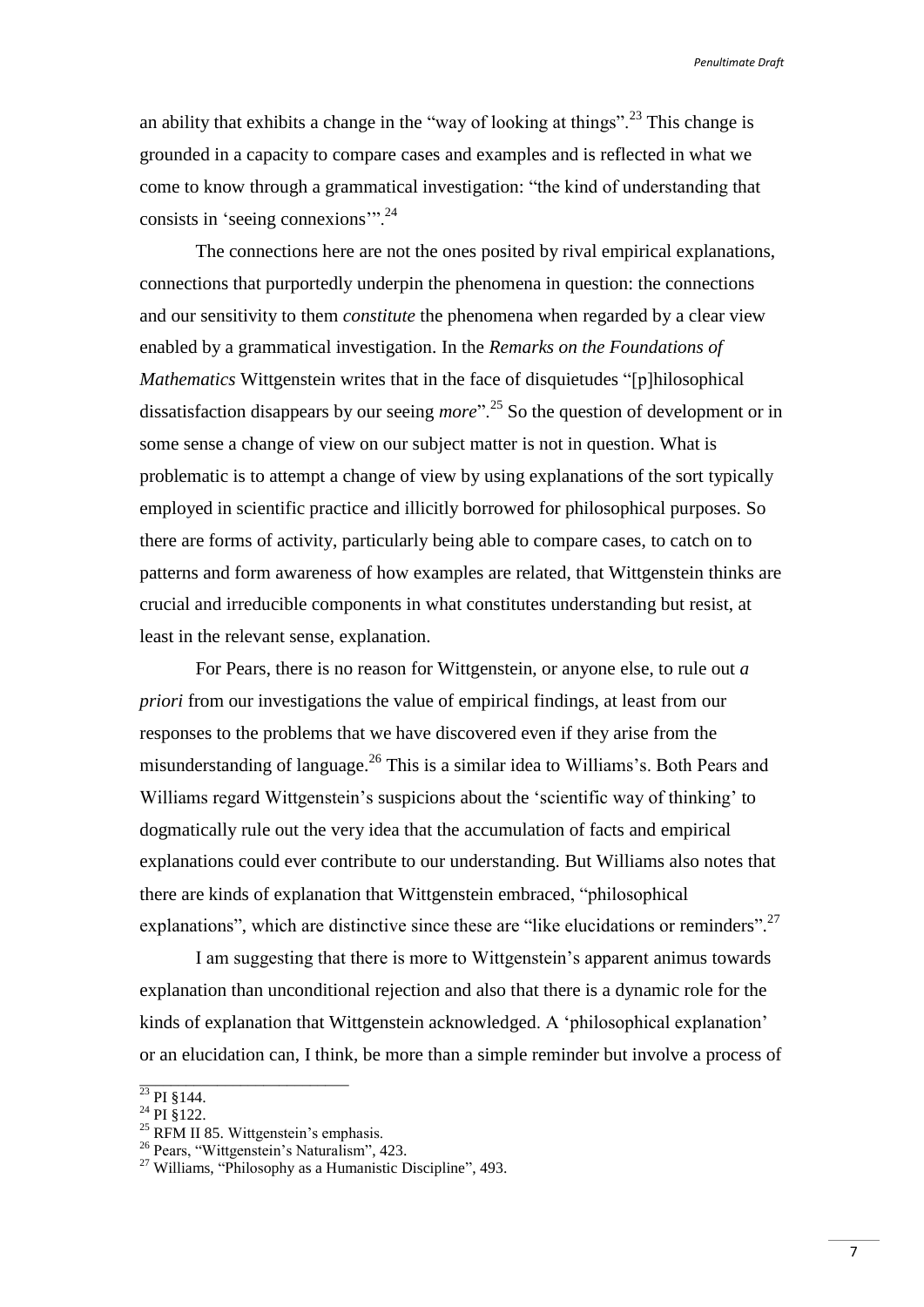an ability that exhibits a change in the "way of looking at things".[23] This change is grounded in a capacity to compare cases and examples and is reflected in what we come to know through a grammatical investigation: "the kind of understanding that consists in 'seeing connexions'".[24]

The connections here are not the ones posited by rival empirical explanations, connections that purportedly underpin the phenomena in question: the connections and our sensitivity to them *constitute* the phenomena when regarded by a clear view enabled by a grammatical investigation. In the *Remarks on the Foundations of Mathematics* Wittgenstein writes that in the face of disquietudes "[p]hilosophical dissatisfaction disappears by our seeing *more*".[25] So the question of development or in some sense a change of view on our subject matter is not in question. What is problematic is to attempt a change of view by using explanations of the sort typically employed in scientific practice and illicitly borrowed for philosophical purposes. So there are forms of activity, particularly being able to compare cases, to catch on to patterns and form awareness of how examples are related, that Wittgenstein thinks are crucial and irreducible components in what constitutes understanding but resist, at least in the relevant sense, explanation.

For Pears, there is no reason for Wittgenstein, or anyone else, to rule out *a priori* from our investigations the value of empirical findings, at least from our responses to the problems that we have discovered even if they arise from the misunderstanding of language.[26] This is a similar idea to Williams's. Both Pears and Williams regard Wittgenstein's suspicions about the 'scientific way of thinking' to dogmatically rule out the very idea that the accumulation of facts and empirical explanations could ever contribute to our understanding. But Williams also notes that there are kinds of explanation that Wittgenstein embraced, "philosophical explanations", which are distinctive since these are "like elucidations or reminders".[27]

I am suggesting that there is more to Wittgenstein's apparent animus towards explanation than unconditional rejection and also that there is a dynamic role for the kinds of explanation that Wittgenstein acknowledged. A 'philosophical explanation' or an elucidation can, I think, be more than a simple reminder but involve a process of

---

[23] PI §144.

[24] PI §122.

[25] RFM II 85. Wittgenstein's emphasis.

[26] Pears, "Wittgenstein's Naturalism", 423.

[27] Williams, "Philosophy as a Humanistic Discipline", 493.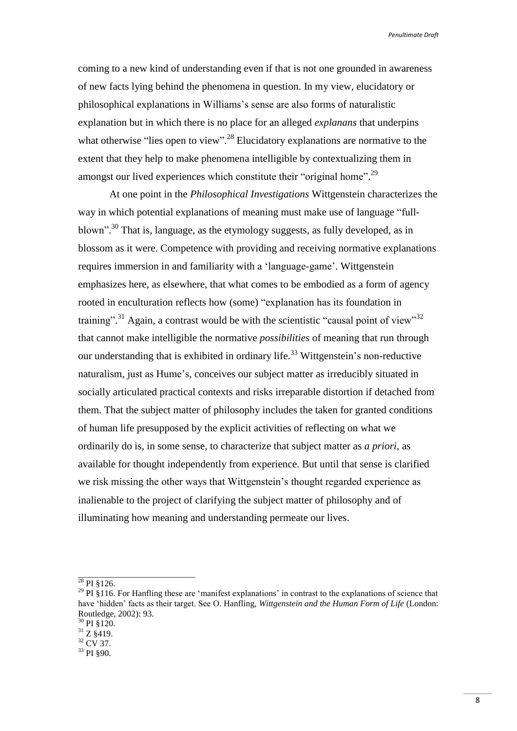coming to a new kind of understanding even if that is not one grounded in awareness of new facts lying behind the phenomena in question. In my view, elucidatory or philosophical explanations in Williams's sense are also forms of naturalistic explanation but in which there is no place for an alleged *explanans* that underpins what otherwise "lies open to view".[28] Elucidatory explanations are normative to the extent that they help to make phenomena intelligible by contextualizing them in amongst our lived experiences which constitute their "original home".[29]

At one point in the *Philosophical Investigations* Wittgenstein characterizes the way in which potential explanations of meaning must make use of language "full-blown".[30] That is, language, as the etymology suggests, as fully developed, as in blossom as it were. Competence with providing and receiving normative explanations requires immersion in and familiarity with a 'language-game'. Wittgenstein emphasizes here, as elsewhere, that what comes to be embodied as a form of agency rooted in enculturation reflects how (some) "explanation has its foundation in training".[31] Again, a contrast would be with the scientistic "causal point of view"[32] that cannot make intelligible the normative *possibilities* of meaning that run through our understanding that is exhibited in ordinary life.[33] Wittgenstein's non-reductive naturalism, just as Hume's, conceives our subject matter as irreducibly situated in socially articulated practical contexts and risks irreparable distortion if detached from them. That the subject matter of philosophy includes the taken for granted conditions of human life presupposed by the explicit activities of reflecting on what we ordinarily do is, in some sense, to characterize that subject matter as *a priori*, as available for thought independently from experience. But until that sense is clarified we risk missing the other ways that Wittgenstein's thought regarded experience as inalienable to the project of clarifying the subject matter of philosophy and of illuminating how meaning and understanding permeate our lives.

---

[28] PI §126.

[29] PI §116. For Hanfling these are 'manifest explanations' in contrast to the explanations of science that have 'hidden' facts as their target. See O. Hanfling, *Wittgenstein and the Human Form of Life* (London: Routledge, 2002): 93.

[30] PI §120.

[31] Z §419.

[32] CV 37.

[33] PI §90.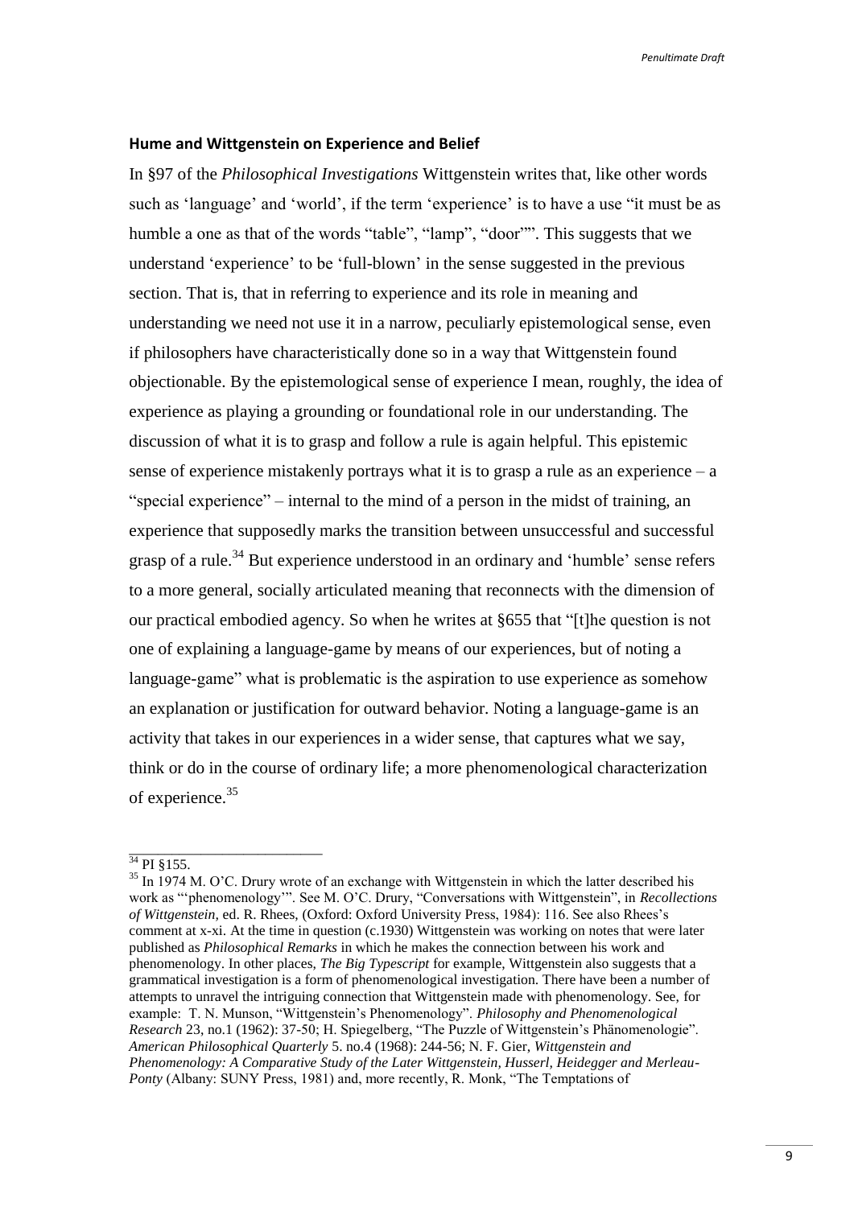### Hume and Wittgenstein on Experience and Belief

In §97 of the *Philosophical Investigations* Wittgenstein writes that, like other words such as 'language' and 'world', if the term 'experience' is to have a use "it must be as humble a one as that of the words "table", "lamp", "door"". This suggests that we understand 'experience' to be 'full-blown' in the sense suggested in the previous section. That is, that in referring to experience and its role in meaning and understanding we need not use it in a narrow, peculiarly epistemological sense, even if philosophers have characteristically done so in a way that Wittgenstein found objectionable. By the epistemological sense of experience I mean, roughly, the idea of experience as playing a grounding or foundational role in our understanding. The discussion of what it is to grasp and follow a rule is again helpful. This epistemic sense of experience mistakenly portrays what it is to grasp a rule as an experience – a "special experience" – internal to the mind of a person in the midst of training, an experience that supposedly marks the transition between unsuccessful and successful grasp of a rule.[34] But experience understood in an ordinary and 'humble' sense refers to a more general, socially articulated meaning that reconnects with the dimension of our practical embodied agency. So when he writes at §655 that "[t]he question is not one of explaining a language-game by means of our experiences, but of noting a language-game" what is problematic is the aspiration to use experience as somehow an explanation or justification for outward behavior. Noting a language-game is an activity that takes in our experiences in a wider sense, that captures what we say, think or do in the course of ordinary life; a more phenomenological characterization of experience.[35]

---

[34] PI §155.

[35] In 1974 M. O'C. Drury wrote of an exchange with Wittgenstein in which the latter described his work as "'phenomenology'". See M. O'C. Drury, "Conversations with Wittgenstein", in *Recollections of Wittgenstein*, ed. R. Rhees, (Oxford: Oxford University Press, 1984): 116. See also Rhees's comment at x-xi. At the time in question (c.1930) Wittgenstein was working on notes that were later published as *Philosophical Remarks* in which he makes the connection between his work and phenomenology. In other places, *The Big Typescript* for example, Wittgenstein also suggests that a grammatical investigation is a form of phenomenological investigation. There have been a number of attempts to unravel the intriguing connection that Wittgenstein made with phenomenology. See, for example: T. N. Munson, "Wittgenstein's Phenomenology". *Philosophy and Phenomenological Research* 23, no.1 (1962): 37-50; H. Spiegelberg, "The Puzzle of Wittgenstein's Phänomenologie". *American Philosophical Quarterly* 5. no.4 (1968): 244-56; N. F. Gier, *Wittgenstein and Phenomenology: A Comparative Study of the Later Wittgenstein, Husserl, Heidegger and Merleau-Ponty* (Albany: SUNY Press, 1981) and, more recently, R. Monk, "The Temptations of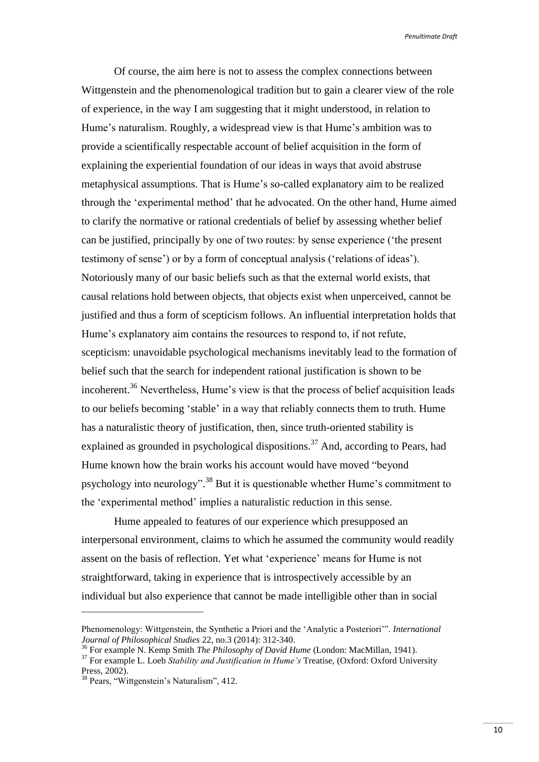Of course, the aim here is not to assess the complex connections between Wittgenstein and the phenomenological tradition but to gain a clearer view of the role of experience, in the way I am suggesting that it might understood, in relation to Hume's naturalism. Roughly, a widespread view is that Hume's ambition was to provide a scientifically respectable account of belief acquisition in the form of explaining the experiential foundation of our ideas in ways that avoid abstruse metaphysical assumptions. That is Hume's so-called explanatory aim to be realized through the 'experimental method' that he advocated. On the other hand, Hume aimed to clarify the normative or rational credentials of belief by assessing whether belief can be justified, principally by one of two routes: by sense experience ('the present testimony of sense') or by a form of conceptual analysis ('relations of ideas'). Notoriously many of our basic beliefs such as that the external world exists, that causal relations hold between objects, that objects exist when unperceived, cannot be justified and thus a form of scepticism follows. An influential interpretation holds that Hume's explanatory aim contains the resources to respond to, if not refute, scepticism: unavoidable psychological mechanisms inevitably lead to the formation of belief such that the search for independent rational justification is shown to be incoherent.[36] Nevertheless, Hume's view is that the process of belief acquisition leads to our beliefs becoming 'stable' in a way that reliably connects them to truth. Hume has a naturalistic theory of justification, then, since truth-oriented stability is explained as grounded in psychological dispositions.[37] And, according to Pears, had Hume known how the brain works his account would have moved "beyond psychology into neurology".[38] But it is questionable whether Hume's commitment to the 'experimental method' implies a naturalistic reduction in this sense.

Hume appealed to features of our experience which presupposed an interpersonal environment, claims to which he assumed the community would readily assent on the basis of reflection. Yet what 'experience' means for Hume is not straightforward, taking in experience that is introspectively accessible by an individual but also experience that cannot be made intelligible other than in social

---

Phenomenology: Wittgenstein, the Synthetic a Priori and the 'Analytic a Posteriori'". *International Journal of Philosophical Studies* 22, no.3 (2014): 312-340.

[36] For example N. Kemp Smith *The Philosophy of David Hume* (London: MacMillan, 1941).

[37] For example L. Loeb *Stability and Justification in Hume's* Treatise, (Oxford: Oxford University Press, 2002).

[38] Pears, "Wittgenstein's Naturalism", 412.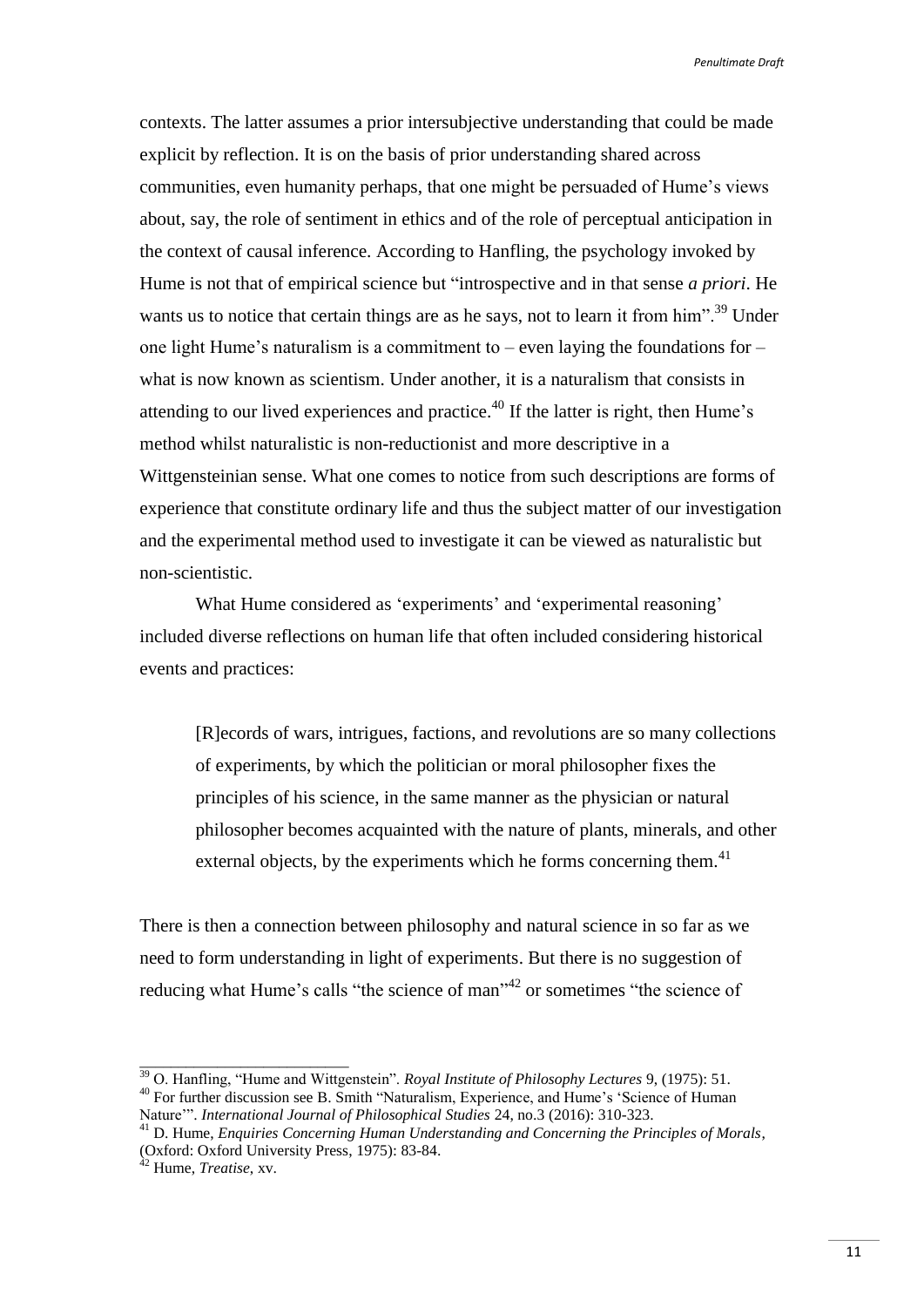contexts. The latter assumes a prior intersubjective understanding that could be made explicit by reflection. It is on the basis of prior understanding shared across communities, even humanity perhaps, that one might be persuaded of Hume's views about, say, the role of sentiment in ethics and of the role of perceptual anticipation in the context of causal inference. According to Hanfling, the psychology invoked by Hume is not that of empirical science but "introspective and in that sense *a priori*. He wants us to notice that certain things are as he says, not to learn it from him".[39] Under one light Hume's naturalism is a commitment to – even laying the foundations for – what is now known as scientism. Under another, it is a naturalism that consists in attending to our lived experiences and practice.[40] If the latter is right, then Hume's method whilst naturalistic is non-reductionist and more descriptive in a Wittgensteinian sense. What one comes to notice from such descriptions are forms of experience that constitute ordinary life and thus the subject matter of our investigation and the experimental method used to investigate it can be viewed as naturalistic but non-scientistic.

What Hume considered as 'experiments' and 'experimental reasoning' included diverse reflections on human life that often included considering historical events and practices:

> [R]ecords of wars, intrigues, factions, and revolutions are so many collections of experiments, by which the politician or moral philosopher fixes the principles of his science, in the same manner as the physician or natural philosopher becomes acquainted with the nature of plants, minerals, and other external objects, by the experiments which he forms concerning them.[41]

There is then a connection between philosophy and natural science in so far as we need to form understanding in light of experiments. But there is no suggestion of reducing what Hume's calls "the science of man"[42] or sometimes "the science of

---

[39] O. Hanfling, "Hume and Wittgenstein". *Royal Institute of Philosophy Lectures* 9, (1975): 51.

[40] For further discussion see B. Smith "Naturalism, Experience, and Hume's 'Science of Human Nature'". *International Journal of Philosophical Studies* 24, no.3 (2016): 310-323.

[41] D. Hume, *Enquiries Concerning Human Understanding and Concerning the Principles of Morals*, (Oxford: Oxford University Press, 1975): 83-84.

[42] Hume, *Treatise,* xv.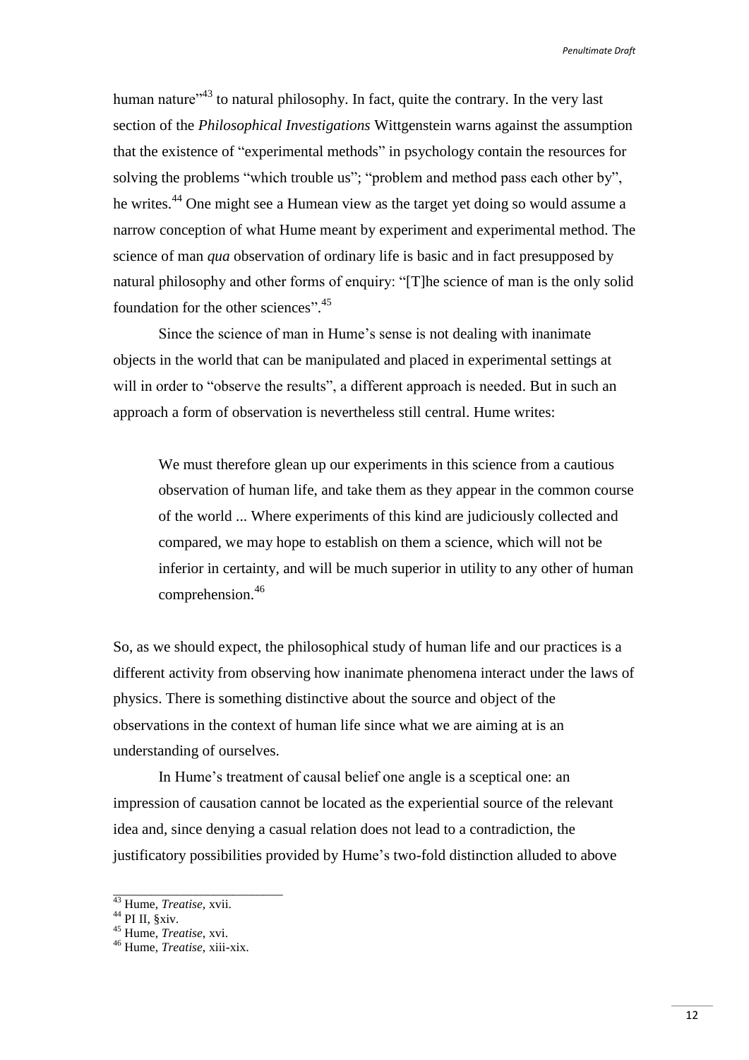human nature"[43] to natural philosophy. In fact, quite the contrary. In the very last section of the *Philosophical Investigations* Wittgenstein warns against the assumption that the existence of "experimental methods" in psychology contain the resources for solving the problems "which trouble us"; "problem and method pass each other by", he writes.[44] One might see a Humean view as the target yet doing so would assume a narrow conception of what Hume meant by experiment and experimental method. The science of man *qua* observation of ordinary life is basic and in fact presupposed by natural philosophy and other forms of enquiry: "[T]he science of man is the only solid foundation for the other sciences".[45]

Since the science of man in Hume's sense is not dealing with inanimate objects in the world that can be manipulated and placed in experimental settings at will in order to "observe the results", a different approach is needed. But in such an approach a form of observation is nevertheless still central. Hume writes:

> We must therefore glean up our experiments in this science from a cautious observation of human life, and take them as they appear in the common course of the world ... Where experiments of this kind are judiciously collected and compared, we may hope to establish on them a science, which will not be inferior in certainty, and will be much superior in utility to any other of human comprehension.[46]

So, as we should expect, the philosophical study of human life and our practices is a different activity from observing how inanimate phenomena interact under the laws of physics. There is something distinctive about the source and object of the observations in the context of human life since what we are aiming at is an understanding of ourselves.

In Hume's treatment of causal belief one angle is a sceptical one: an impression of causation cannot be located as the experiential source of the relevant idea and, since denying a casual relation does not lead to a contradiction, the justificatory possibilities provided by Hume's two-fold distinction alluded to above

---

[43] Hume, *Treatise,* xvii.

[44] PI II, §xiv.

[45] Hume, *Treatise,* xvi.

[46] Hume, *Treatise,* xiii-xix.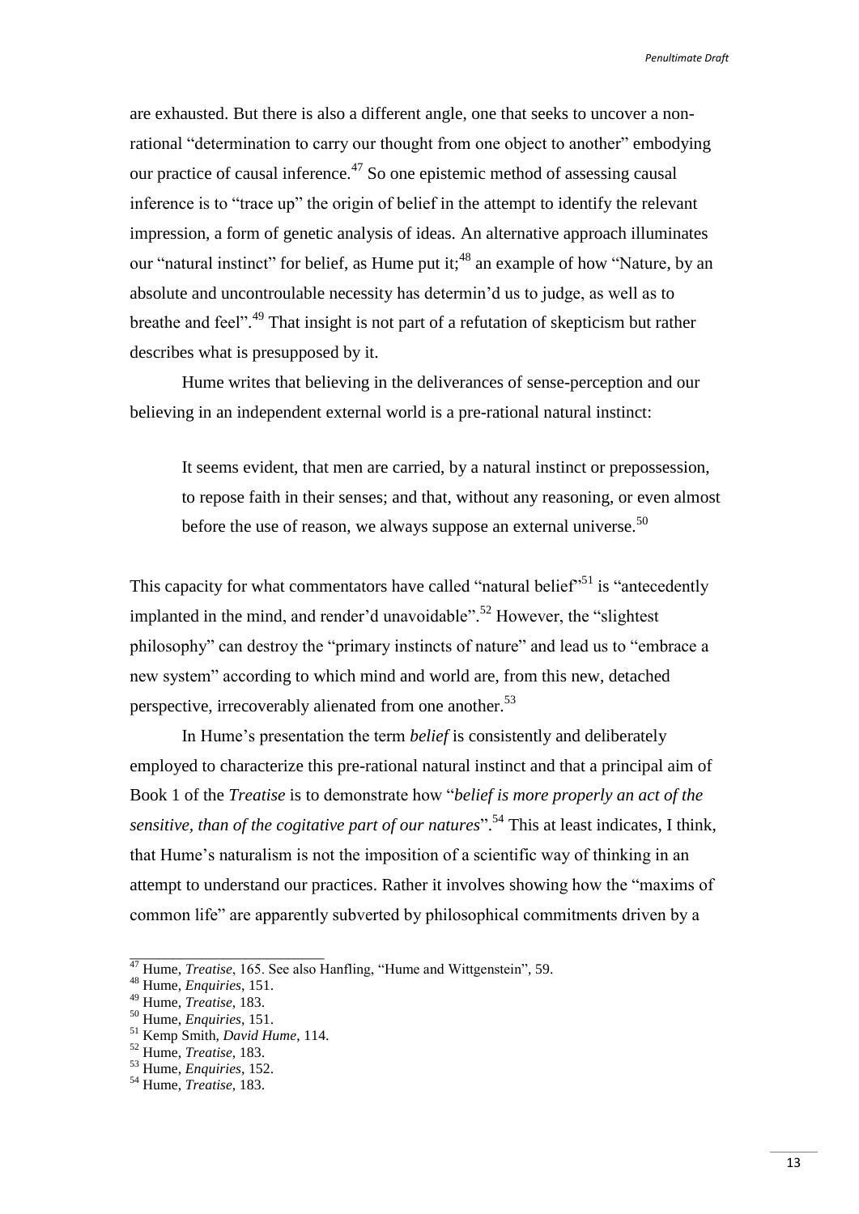are exhausted. But there is also a different angle, one that seeks to uncover a non-rational "determination to carry our thought from one object to another" embodying our practice of causal inference.[47] So one epistemic method of assessing causal inference is to "trace up" the origin of belief in the attempt to identify the relevant impression, a form of genetic analysis of ideas. An alternative approach illuminates our "natural instinct" for belief, as Hume put it;[48] an example of how "Nature, by an absolute and uncontroulable necessity has determin'd us to judge, as well as to breathe and feel".[49] That insight is not part of a refutation of skepticism but rather describes what is presupposed by it.

Hume writes that believing in the deliverances of sense-perception and our believing in an independent external world is a pre-rational natural instinct:

> It seems evident, that men are carried, by a natural instinct or prepossession, to repose faith in their senses; and that, without any reasoning, or even almost before the use of reason, we always suppose an external universe.[50]

This capacity for what commentators have called "natural belief"[51] is "antecedently implanted in the mind, and render'd unavoidable".[52] However, the "slightest philosophy" can destroy the "primary instincts of nature" and lead us to "embrace a new system" according to which mind and world are, from this new, detached perspective, irrecoverably alienated from one another.[53]

In Hume's presentation the term *belief* is consistently and deliberately employed to characterize this pre-rational natural instinct and that a principal aim of Book 1 of the *Treatise* is to demonstrate how "*belief is more properly an act of the sensitive, than of the cogitative part of our natures*".[54] This at least indicates, I think, that Hume's naturalism is not the imposition of a scientific way of thinking in an attempt to understand our practices. Rather it involves showing how the "maxims of common life" are apparently subverted by philosophical commitments driven by a

---

[47] Hume, *Treatise*, 165. See also Hanfling, "Hume and Wittgenstein", 59.
[48] Hume, *Enquiries*, 151.
[49] Hume, *Treatise*, 183.
[50] Hume, *Enquiries*, 151.
[51] Kemp Smith, *David Hume*, 114.
[52] Hume, *Treatise*, 183.
[53] Hume, *Enquiries*, 152.
[54] Hume, *Treatise*, 183.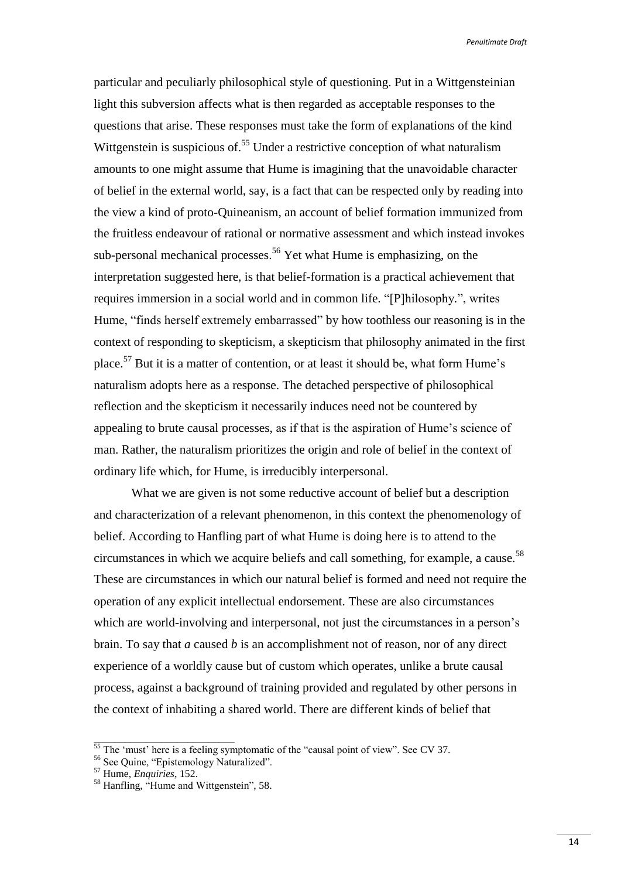particular and peculiarly philosophical style of questioning. Put in a Wittgensteinian light this subversion affects what is then regarded as acceptable responses to the questions that arise. These responses must take the form of explanations of the kind Wittgenstein is suspicious of.[55] Under a restrictive conception of what naturalism amounts to one might assume that Hume is imagining that the unavoidable character of belief in the external world, say, is a fact that can be respected only by reading into the view a kind of proto-Quineanism, an account of belief formation immunized from the fruitless endeavour of rational or normative assessment and which instead invokes sub-personal mechanical processes.[56] Yet what Hume is emphasizing, on the interpretation suggested here, is that belief-formation is a practical achievement that requires immersion in a social world and in common life. "[P]hilosophy.", writes Hume, "finds herself extremely embarrassed" by how toothless our reasoning is in the context of responding to skepticism, a skepticism that philosophy animated in the first place.[57] But it is a matter of contention, or at least it should be, what form Hume's naturalism adopts here as a response. The detached perspective of philosophical reflection and the skepticism it necessarily induces need not be countered by appealing to brute causal processes, as if that is the aspiration of Hume's science of man. Rather, the naturalism prioritizes the origin and role of belief in the context of ordinary life which, for Hume, is irreducibly interpersonal.

What we are given is not some reductive account of belief but a description and characterization of a relevant phenomenon, in this context the phenomenology of belief. According to Hanfling part of what Hume is doing here is to attend to the circumstances in which we acquire beliefs and call something, for example, a cause.[58] These are circumstances in which our natural belief is formed and need not require the operation of any explicit intellectual endorsement. These are also circumstances which are world-involving and interpersonal, not just the circumstances in a person's brain. To say that *a* caused *b* is an accomplishment not of reason, nor of any direct experience of a worldly cause but of custom which operates, unlike a brute causal process, against a background of training provided and regulated by other persons in the context of inhabiting a shared world. There are different kinds of belief that

---

[55] The 'must' here is a feeling symptomatic of the "causal point of view". See CV 37.

[56] See Quine, "Epistemology Naturalized".

[57] Hume, *Enquiries*, 152.

[58] Hanfling, "Hume and Wittgenstein", 58.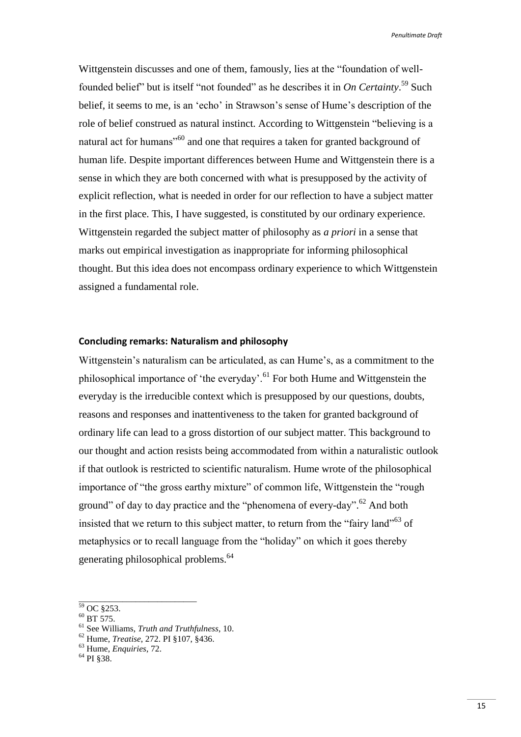Wittgenstein discusses and one of them, famously, lies at the "foundation of well-founded belief" but is itself "not founded" as he describes it in *On Certainty*.[59] Such belief, it seems to me, is an 'echo' in Strawson's sense of Hume's description of the role of belief construed as natural instinct. According to Wittgenstein "believing is a natural act for humans"[60] and one that requires a taken for granted background of human life. Despite important differences between Hume and Wittgenstein there is a sense in which they are both concerned with what is presupposed by the activity of explicit reflection, what is needed in order for our reflection to have a subject matter in the first place. This, I have suggested, is constituted by our ordinary experience. Wittgenstein regarded the subject matter of philosophy as *a priori* in a sense that marks out empirical investigation as inappropriate for informing philosophical thought. But this idea does not encompass ordinary experience to which Wittgenstein assigned a fundamental role.

## Concluding remarks: Naturalism and philosophy

Wittgenstein's naturalism can be articulated, as can Hume's, as a commitment to the philosophical importance of 'the everyday'.[61] For both Hume and Wittgenstein the everyday is the irreducible context which is presupposed by our questions, doubts, reasons and responses and inattentiveness to the taken for granted background of ordinary life can lead to a gross distortion of our subject matter. This background to our thought and action resists being accommodated from within a naturalistic outlook if that outlook is restricted to scientific naturalism. Hume wrote of the philosophical importance of "the gross earthy mixture" of common life, Wittgenstein the "rough ground" of day to day practice and the "phenomena of every-day".[62] And both insisted that we return to this subject matter, to return from the "fairy land"[63] of metaphysics or to recall language from the "holiday" on which it goes thereby generating philosophical problems.[64]

---

[59] OC §253.

[60] BT 575.

[61] See Williams, *Truth and Truthfulness*, 10.

[62] Hume, *Treatise*, 272. PI §107, §436.

[63] Hume, *Enquiries*, 72.

[64] PI §38.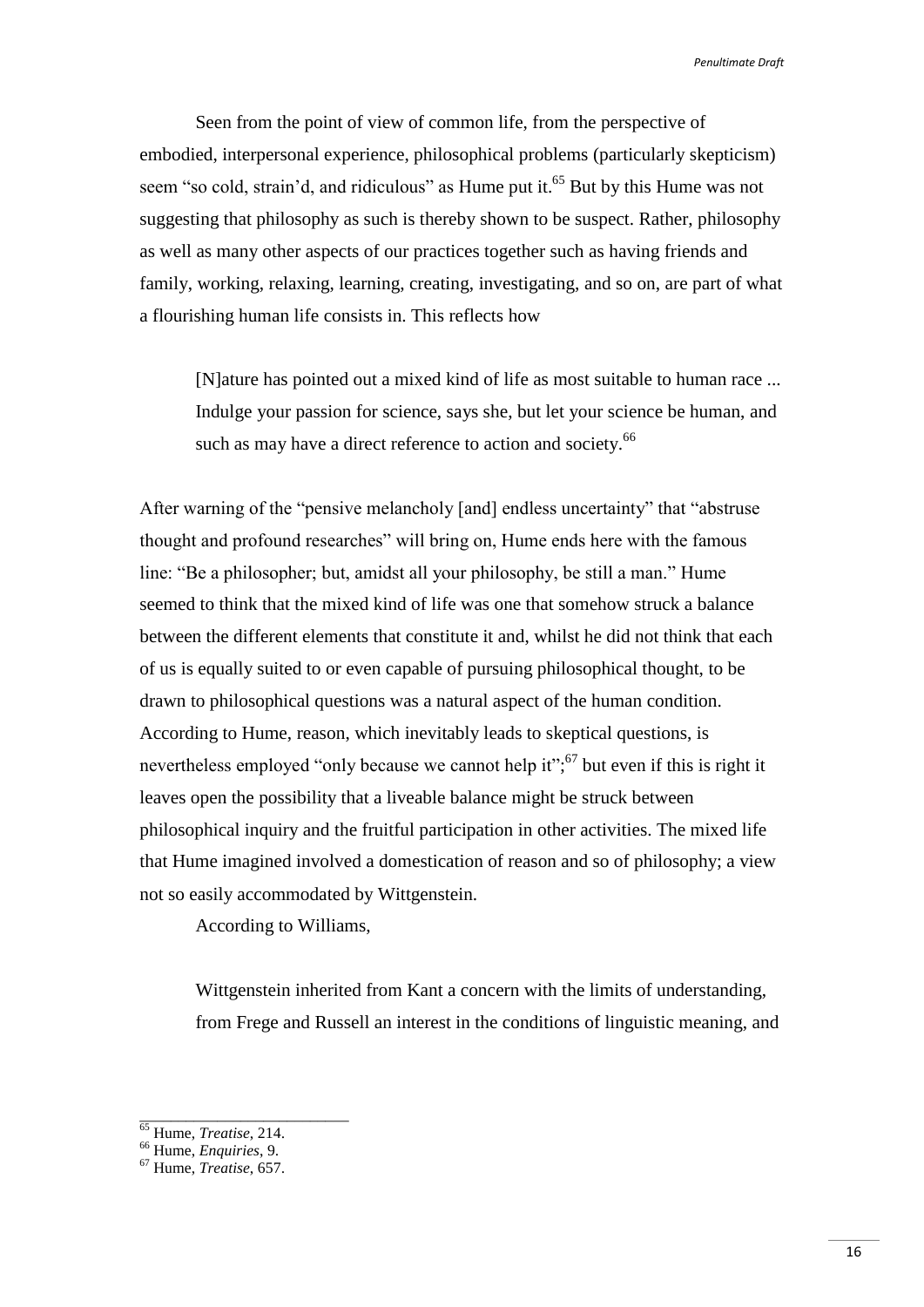Seen from the point of view of common life, from the perspective of embodied, interpersonal experience, philosophical problems (particularly skepticism) seem "so cold, strain'd, and ridiculous" as Hume put it.[65] But by this Hume was not suggesting that philosophy as such is thereby shown to be suspect. Rather, philosophy as well as many other aspects of our practices together such as having friends and family, working, relaxing, learning, creating, investigating, and so on, are part of what a flourishing human life consists in. This reflects how

> [N]ature has pointed out a mixed kind of life as most suitable to human race ... Indulge your passion for science, says she, but let your science be human, and such as may have a direct reference to action and society.[66]

After warning of the "pensive melancholy [and] endless uncertainty" that "abstruse thought and profound researches" will bring on, Hume ends here with the famous line: "Be a philosopher; but, amidst all your philosophy, be still a man." Hume seemed to think that the mixed kind of life was one that somehow struck a balance between the different elements that constitute it and, whilst he did not think that each of us is equally suited to or even capable of pursuing philosophical thought, to be drawn to philosophical questions was a natural aspect of the human condition. According to Hume, reason, which inevitably leads to skeptical questions, is nevertheless employed "only because we cannot help it";[67] but even if this is right it leaves open the possibility that a liveable balance might be struck between philosophical inquiry and the fruitful participation in other activities. The mixed life that Hume imagined involved a domestication of reason and so of philosophy; a view not so easily accommodated by Wittgenstein.

According to Williams,

> Wittgenstein inherited from Kant a concern with the limits of understanding, from Frege and Russell an interest in the conditions of linguistic meaning, and

---

[65] Hume, *Treatise*, 214.

[66] Hume, *Enquiries*, 9.

[67] Hume, *Treatise*, 657.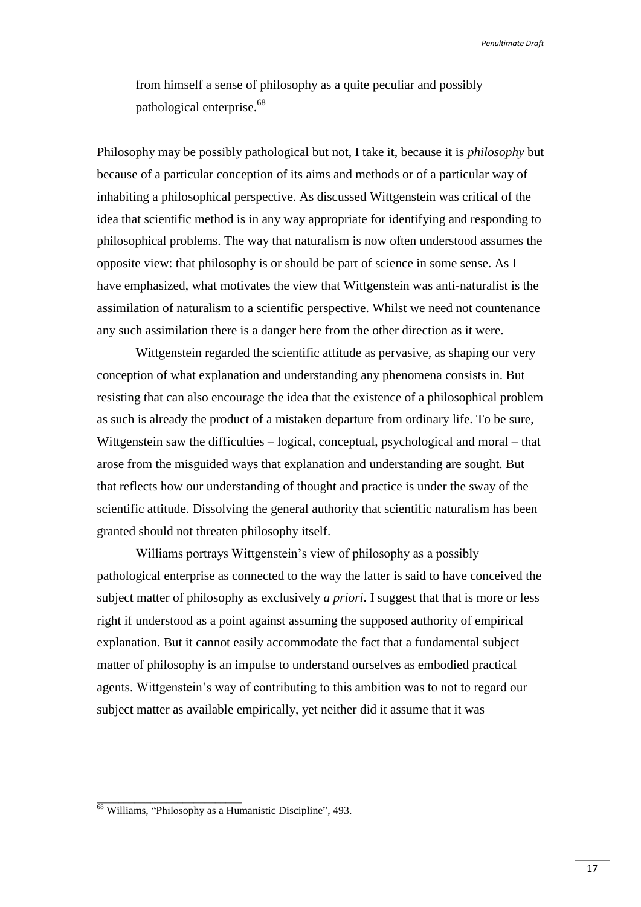> from himself a sense of philosophy as a quite peculiar and possibly pathological enterprise.[68]

Philosophy may be possibly pathological but not, I take it, because it is *philosophy* but because of a particular conception of its aims and methods or of a particular way of inhabiting a philosophical perspective. As discussed Wittgenstein was critical of the idea that scientific method is in any way appropriate for identifying and responding to philosophical problems. The way that naturalism is now often understood assumes the opposite view: that philosophy is or should be part of science in some sense. As I have emphasized, what motivates the view that Wittgenstein was anti-naturalist is the assimilation of naturalism to a scientific perspective. Whilst we need not countenance any such assimilation there is a danger here from the other direction as it were.

Wittgenstein regarded the scientific attitude as pervasive, as shaping our very conception of what explanation and understanding any phenomena consists in. But resisting that can also encourage the idea that the existence of a philosophical problem as such is already the product of a mistaken departure from ordinary life. To be sure, Wittgenstein saw the difficulties – logical, conceptual, psychological and moral – that arose from the misguided ways that explanation and understanding are sought. But that reflects how our understanding of thought and practice is under the sway of the scientific attitude. Dissolving the general authority that scientific naturalism has been granted should not threaten philosophy itself.

Williams portrays Wittgenstein's view of philosophy as a possibly pathological enterprise as connected to the way the latter is said to have conceived the subject matter of philosophy as exclusively *a priori*. I suggest that that is more or less right if understood as a point against assuming the supposed authority of empirical explanation. But it cannot easily accommodate the fact that a fundamental subject matter of philosophy is an impulse to understand ourselves as embodied practical agents. Wittgenstein's way of contributing to this ambition was to not to regard our subject matter as available empirically, yet neither did it assume that it was

[68] Williams, "Philosophy as a Humanistic Discipline", 493.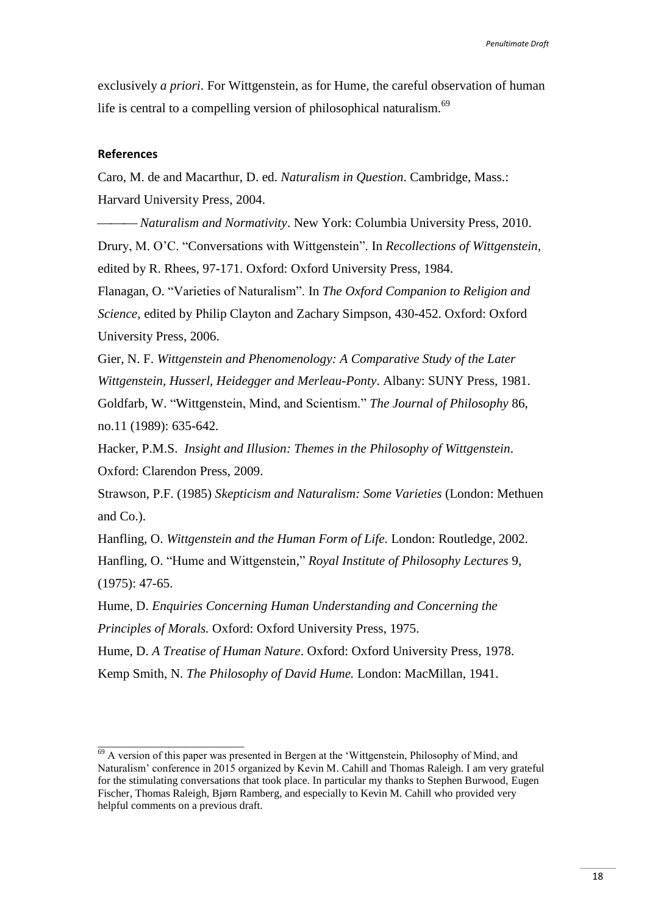exclusively *a priori*. For Wittgenstein, as for Hume, the careful observation of human life is central to a compelling version of philosophical naturalism.[69]

## References

Caro, M. de and Macarthur, D. ed. *Naturalism in Question*. Cambridge, Mass.: Harvard University Press, 2004.

——— *Naturalism and Normativity*. New York: Columbia University Press, 2010.

Drury, M. O'C. "Conversations with Wittgenstein". In *Recollections of Wittgenstein*, edited by R. Rhees, 97-171. Oxford: Oxford University Press, 1984.

Flanagan, O. "Varieties of Naturalism". In *The Oxford Companion to Religion and Science*, edited by Philip Clayton and Zachary Simpson, 430-452. Oxford: Oxford University Press, 2006.

Gier, N. F. *Wittgenstein and Phenomenology: A Comparative Study of the Later Wittgenstein, Husserl, Heidegger and Merleau-Ponty*. Albany: SUNY Press, 1981.

Goldfarb, W. "Wittgenstein, Mind, and Scientism." *The Journal of Philosophy* 86, no.11 (1989): 635-642.

Hacker, P.M.S. *Insight and Illusion: Themes in the Philosophy of Wittgenstein*. Oxford: Clarendon Press, 2009.

Strawson, P.F. (1985) *Skepticism and Naturalism: Some Varieties* (London: Methuen and Co.).

Hanfling, O. *Wittgenstein and the Human Form of Life*. London: Routledge, 2002.

Hanfling, O. "Hume and Wittgenstein," *Royal Institute of Philosophy Lectures* 9, (1975): 47-65.

Hume, D. *Enquiries Concerning Human Understanding and Concerning the Principles of Morals.* Oxford: Oxford University Press, 1975.

Hume, D. *A Treatise of Human Nature*. Oxford: Oxford University Press, 1978.

Kemp Smith, N. *The Philosophy of David Hume.* London: MacMillan, 1941.

---

[69] A version of this paper was presented in Bergen at the 'Wittgenstein, Philosophy of Mind, and Naturalism' conference in 2015 organized by Kevin M. Cahill and Thomas Raleigh. I am very grateful for the stimulating conversations that took place. In particular my thanks to Stephen Burwood, Eugen Fischer, Thomas Raleigh, Bjørn Ramberg, and especially to Kevin M. Cahill who provided very helpful comments on a previous draft.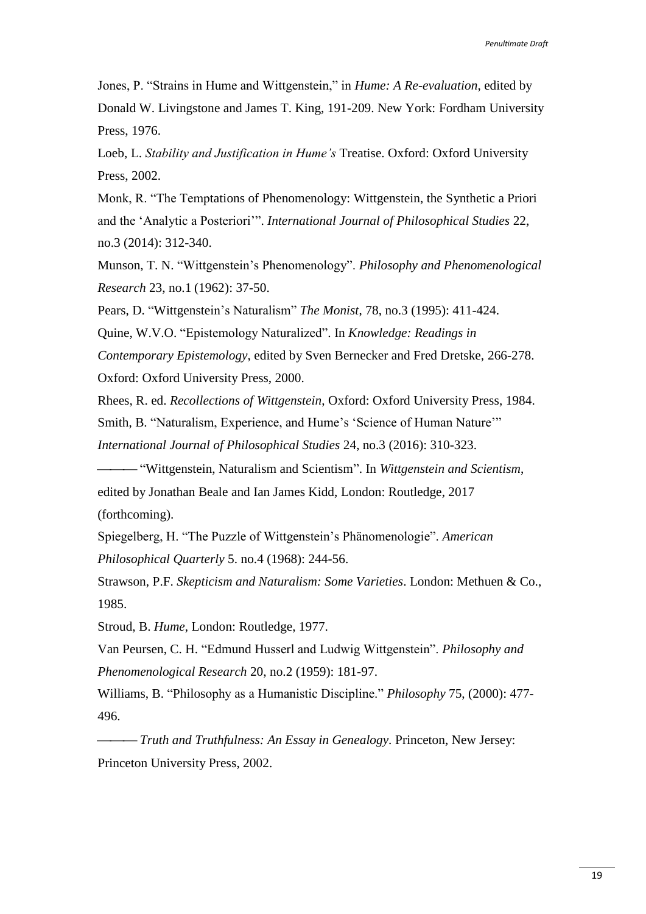Jones, P. "Strains in Hume and Wittgenstein," in *Hume: A Re-evaluation*, edited by Donald W. Livingstone and James T. King, 191-209. New York: Fordham University Press, 1976.

Loeb, L. *Stability and Justification in Hume's* Treatise. Oxford: Oxford University Press, 2002.

Monk, R. "The Temptations of Phenomenology: Wittgenstein, the Synthetic a Priori and the 'Analytic a Posteriori'". *International Journal of Philosophical Studies* 22, no.3 (2014): 312-340.

Munson, T. N. "Wittgenstein's Phenomenology". *Philosophy and Phenomenological Research* 23, no.1 (1962): 37-50.

Pears, D. "Wittgenstein's Naturalism" *The Monist*, 78, no.3 (1995): 411-424.

Quine, W.V.O. "Epistemology Naturalized". In *Knowledge: Readings in Contemporary Epistemology*, edited by Sven Bernecker and Fred Dretske, 266-278. Oxford: Oxford University Press, 2000.

Rhees, R. ed. *Recollections of Wittgenstein*, Oxford: Oxford University Press, 1984.

Smith, B. "Naturalism, Experience, and Hume's 'Science of Human Nature'" *International Journal of Philosophical Studies* 24, no.3 (2016): 310-323.

——— "Wittgenstein, Naturalism and Scientism". In *Wittgenstein and Scientism*, edited by Jonathan Beale and Ian James Kidd, London: Routledge, 2017 (forthcoming).

Spiegelberg, H. "The Puzzle of Wittgenstein's Phänomenologie". *American Philosophical Quarterly* 5. no.4 (1968): 244-56.

Strawson, P.F. *Skepticism and Naturalism: Some Varieties*. London: Methuen & Co., 1985.

Stroud, B. *Hume*, London: Routledge, 1977.

Van Peursen, C. H. "Edmund Husserl and Ludwig Wittgenstein". *Philosophy and Phenomenological Research* 20, no.2 (1959): 181-97.

Williams, B. "Philosophy as a Humanistic Discipline." *Philosophy* 75, (2000): 477-496.

——— *Truth and Truthfulness: An Essay in Genealogy*. Princeton, New Jersey: Princeton University Press, 2002.